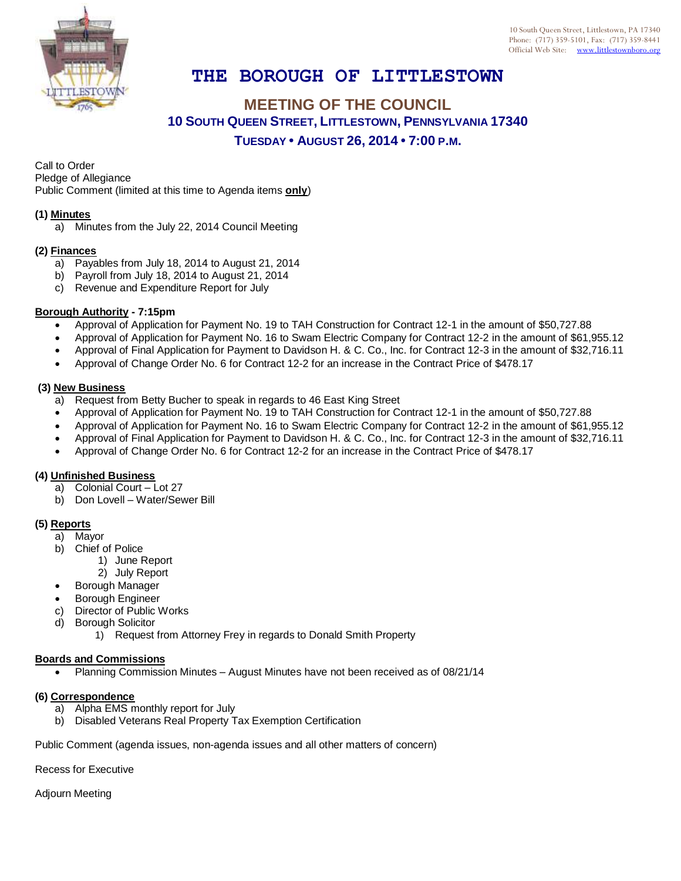10 South Queen Street, Littlestown, PA 17340
Phone: (717) 359-5101, Fax: (717) 359-8441
Official Web Site: www.littlestownboro.org

# THE BOROUGH OF LITTLESTOWN

## MEETING OF THE COUNCIL

### 10 SOUTH QUEEN STREET, LITTLESTOWN, PENNSYLVANIA 17340

### TUESDAY • AUGUST 26, 2014 • 7:00 P.M.

Call to Order
Pledge of Allegiance
Public Comment (limited at this time to Agenda items **only**)

**(1) Minutes**

a) Minutes from the July 22, 2014 Council Meeting

**(2) Finances**

a) Payables from July 18, 2014 to August 21, 2014
b) Payroll from July 18, 2014 to August 21, 2014
c) Revenue and Expenditure Report for July

**Borough Authority - 7:15pm**

- Approval of Application for Payment No. 19 to TAH Construction for Contract 12-1 in the amount of $50,727.88
- Approval of Application for Payment No. 16 to Swam Electric Company for Contract 12-2 in the amount of $61,955.12
- Approval of Final Application for Payment to Davidson H. & C. Co., Inc. for Contract 12-3 in the amount of $32,716.11
- Approval of Change Order No. 6 for Contract 12-2 for an increase in the Contract Price of $478.17

**(3) New Business**

a) Request from Betty Bucher to speak in regards to 46 East King Street
- Approval of Application for Payment No. 19 to TAH Construction for Contract 12-1 in the amount of $50,727.88
- Approval of Application for Payment No. 16 to Swam Electric Company for Contract 12-2 in the amount of $61,955.12
- Approval of Final Application for Payment to Davidson H. & C. Co., Inc. for Contract 12-3 in the amount of $32,716.11
- Approval of Change Order No. 6 for Contract 12-2 for an increase in the Contract Price of $478.17

**(4) Unfinished Business**

a) Colonial Court – Lot 27
b) Don Lovell – Water/Sewer Bill

**(5) Reports**

a) Mayor
b) Chief of Police
    1) June Report
    2) July Report
- Borough Manager
- Borough Engineer

c) Director of Public Works
d) Borough Solicitor
    1) Request from Attorney Frey in regards to Donald Smith Property

**Boards and Commissions**

- Planning Commission Minutes – August Minutes have not been received as of 08/21/14

**(6) Correspondence**

a) Alpha EMS monthly report for July
b) Disabled Veterans Real Property Tax Exemption Certification

Public Comment (agenda issues, non-agenda issues and all other matters of concern)

Recess for Executive

Adjourn Meeting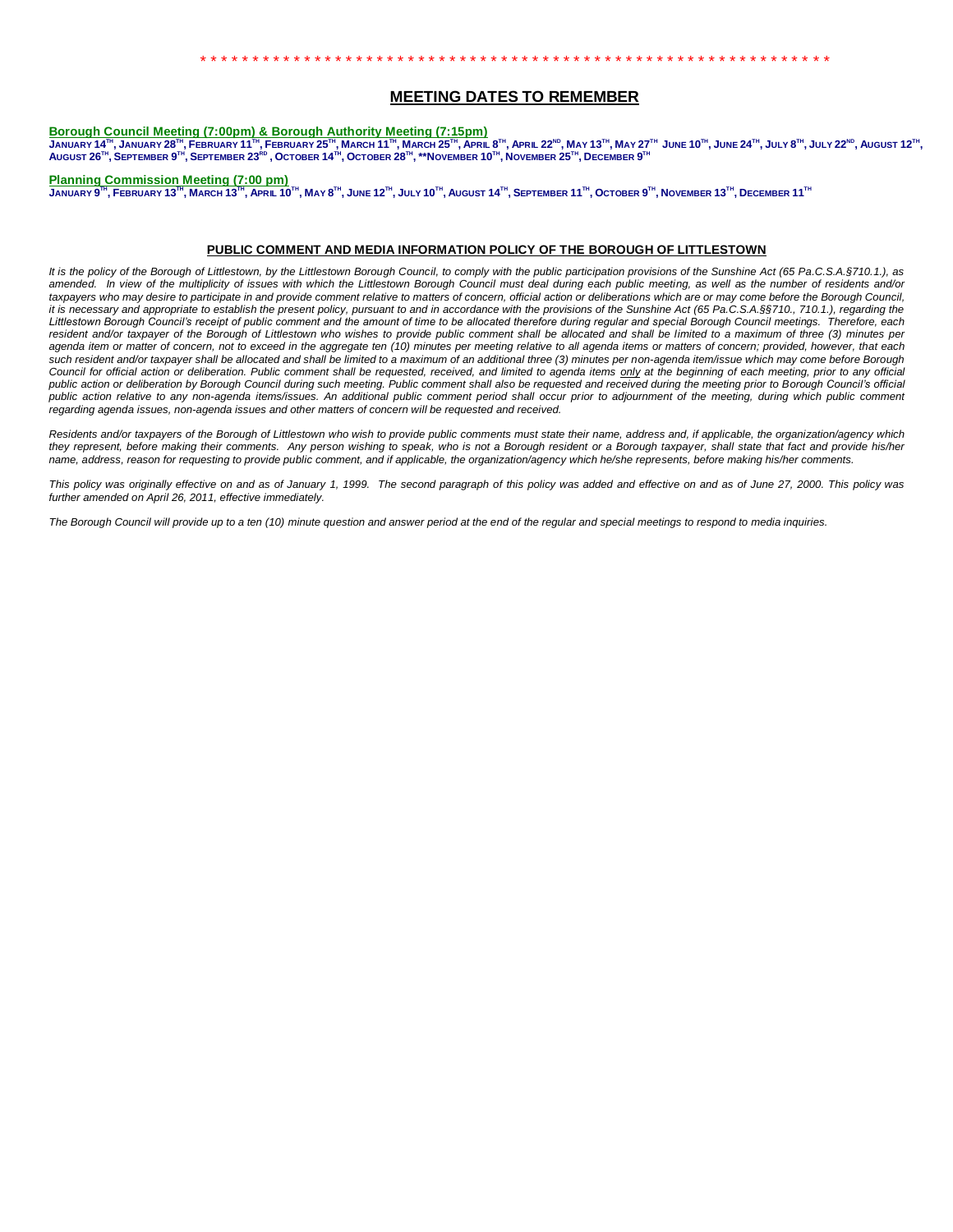* * * * * * * * * * * * * * * * * * * * * * * * * * * * * * * * * * * * * * * * * * * * * * * * * * * * * * * * * * * * * * * * *

## MEETING DATES TO REMEMBER

**Borough Council Meeting (7:00pm) & Borough Authority Meeting (7:15pm)**
JANUARY 14TH, JANUARY 28TH, FEBRUARY 11TH, FEBRUARY 25TH, MARCH 11TH, MARCH 25TH, APRIL 8TH, APRIL 22ND, MAY 13TH, MAY 27TH JUNE 10TH, JUNE 24TH, JULY 8TH, JULY 22ND, AUGUST 12TH, AUGUST 26TH, SEPTEMBER 9TH, SEPTEMBER 23RD , OCTOBER 14TH, OCTOBER 28TH, **NOVEMBER 10TH, NOVEMBER 25TH, DECEMBER 9TH

**Planning Commission Meeting (7:00 pm)**
JANUARY 9TH, FEBRUARY 13TH, MARCH 13TH, APRIL 10TH, MAY 8TH, JUNE 12TH, JULY 10TH, AUGUST 14TH, SEPTEMBER 11TH, OCTOBER 9TH, NOVEMBER 13TH, DECEMBER 11TH

### PUBLIC COMMENT AND MEDIA INFORMATION POLICY OF THE BOROUGH OF LITTLESTOWN

*It is the policy of the Borough of Littlestown, by the Littlestown Borough Council, to comply with the public participation provisions of the Sunshine Act (65 Pa.C.S.A.§710.1.), as amended. In view of the multiplicity of issues with which the Littlestown Borough Council must deal during each public meeting, as well as the number of residents and/or taxpayers who may desire to participate in and provide comment relative to matters of concern, official action or deliberations which are or may come before the Borough Council, it is necessary and appropriate to establish the present policy, pursuant to and in accordance with the provisions of the Sunshine Act (65 Pa.C.S.A.§§710., 710.1.), regarding the Littlestown Borough Council's receipt of public comment and the amount of time to be allocated therefore during regular and special Borough Council meetings. Therefore, each resident and/or taxpayer of the Borough of Littlestown who wishes to provide public comment shall be allocated and shall be limited to a maximum of three (3) minutes per agenda item or matter of concern, not to exceed in the aggregate ten (10) minutes per meeting relative to all agenda items or matters of concern; provided, however, that each such resident and/or taxpayer shall be allocated and shall be limited to a maximum of an additional three (3) minutes per non-agenda item/issue which may come before Borough Council for official action or deliberation. Public comment shall be requested, received, and limited to agenda items only at the beginning of each meeting, prior to any official public action or deliberation by Borough Council during such meeting. Public comment shall also be requested and received during the meeting prior to Borough Council's official public action relative to any non-agenda items/issues. An additional public comment period shall occur prior to adjournment of the meeting, during which public comment regarding agenda issues, non-agenda issues and other matters of concern will be requested and received.*

*Residents and/or taxpayers of the Borough of Littlestown who wish to provide public comments must state their name, address and, if applicable, the organization/agency which they represent, before making their comments. Any person wishing to speak, who is not a Borough resident or a Borough taxpayer, shall state that fact and provide his/her name, address, reason for requesting to provide public comment, and if applicable, the organization/agency which he/she represents, before making his/her comments.*

*This policy was originally effective on and as of January 1, 1999. The second paragraph of this policy was added and effective on and as of June 27, 2000. This policy was further amended on April 26, 2011, effective immediately.*

*The Borough Council will provide up to a ten (10) minute question and answer period at the end of the regular and special meetings to respond to media inquiries.*